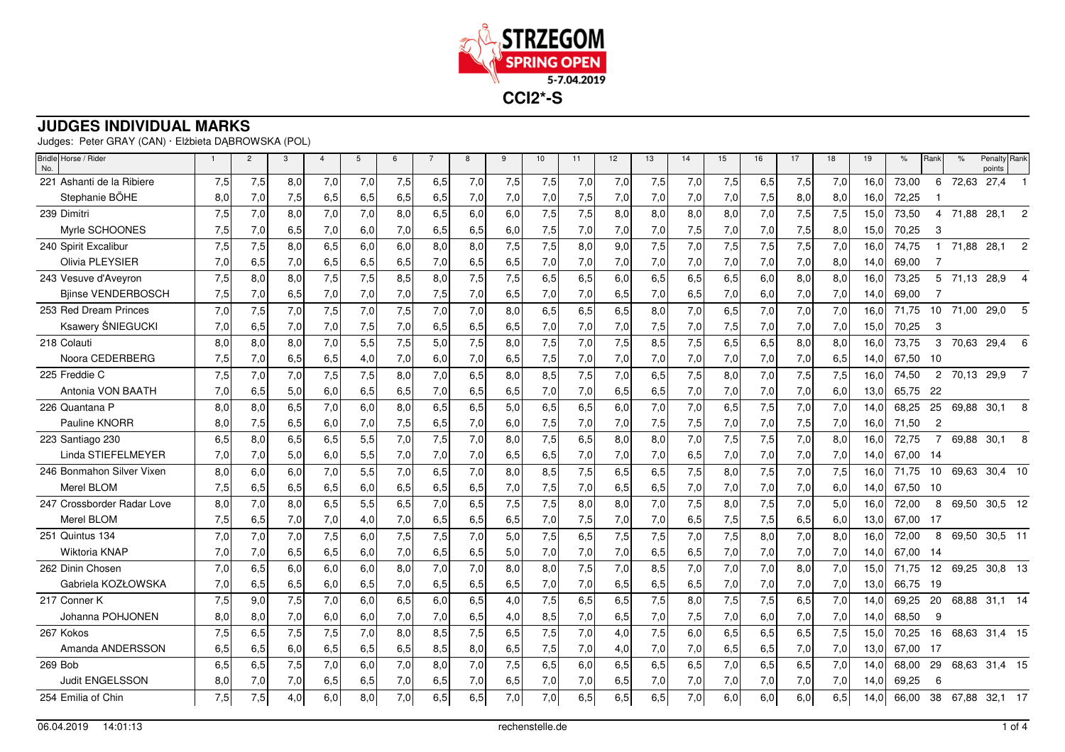STRZEGOM SPRING OPEN 5-7.04.2019

# CCI2*-S

## JUDGES INDIVIDUAL MARKS

Judges: Peter GRAY (CAN) · Elżbieta DĄBROWSKA (POL)

| Bridle No. | Horse / Rider | 1 | 2 | 3 | 4 | 5 | 6 | 7 | 8 | 9 | 10 | 11 | 12 | 13 | 14 | 15 | 16 | 17 | 18 | 19 | % | Rank | % | Penalty points | Rank |
|---|---|---|---|---|---|---|---|---|---|---|---|---|---|---|---|---|---|---|---|---|---|---|---|---|---|
| 221 | Ashanti de la Ribiere | 7,5 | 7,5 | 8,0 | 7,0 | 7,0 | 7,5 | 6,5 | 7,0 | 7,5 | 7,5 | 7,0 | 7,0 | 7,5 | 7,0 | 7,5 | 6,5 | 7,5 | 7,0 | 16,0 | 73,00 | 6 | 72,63 | 27,4 | 1 |
| | Stephanie BÖHE | 8,0 | 7,0 | 7,5 | 6,5 | 6,5 | 6,5 | 6,5 | 7,0 | 7,0 | 7,0 | 7,5 | 7,0 | 7,0 | 7,0 | 7,0 | 7,5 | 8,0 | 8,0 | 16,0 | 72,25 | 1 | | | |
| 239 | Dimitri | 7,5 | 7,0 | 8,0 | 7,0 | 7,0 | 8,0 | 6,5 | 6,0 | 6,0 | 7,5 | 7,5 | 8,0 | 8,0 | 8,0 | 8,0 | 7,0 | 7,5 | 7,5 | 15,0 | 73,50 | 4 | 71,88 | 28,1 | 2 |
| | Myrle SCHOONES | 7,5 | 7,0 | 6,5 | 7,0 | 6,0 | 7,0 | 6,5 | 6,5 | 6,0 | 7,5 | 7,0 | 7,0 | 7,0 | 7,5 | 7,0 | 7,0 | 7,5 | 8,0 | 15,0 | 70,25 | 3 | | | |
| 240 | Spirit Excalibur | 7,5 | 7,5 | 8,0 | 6,5 | 6,0 | 6,0 | 8,0 | 8,0 | 7,5 | 7,5 | 8,0 | 9,0 | 7,5 | 7,0 | 7,5 | 7,5 | 7,5 | 7,0 | 16,0 | 74,75 | 1 | 71,88 | 28,1 | 2 |
| | Olivia PLEYSIER | 7,0 | 6,5 | 7,0 | 6,5 | 6,5 | 6,5 | 7,0 | 6,5 | 6,5 | 7,0 | 7,0 | 7,0 | 7,0 | 7,0 | 7,0 | 7,0 | 7,0 | 8,0 | 14,0 | 69,00 | 7 | | | |
| 243 | Vesuve d'Aveyron | 7,5 | 8,0 | 8,0 | 7,5 | 7,5 | 8,5 | 8,0 | 7,5 | 7,5 | 6,5 | 6,5 | 6,0 | 6,5 | 6,5 | 6,5 | 6,0 | 8,0 | 8,0 | 16,0 | 73,25 | 5 | 71,13 | 28,9 | 4 |
| | Bjinse VENDERBOSCH | 7,5 | 7,0 | 6,5 | 7,0 | 7,0 | 7,0 | 7,5 | 7,0 | 6,5 | 7,0 | 7,0 | 6,5 | 7,0 | 6,5 | 7,0 | 6,0 | 7,0 | 7,0 | 14,0 | 69,00 | 7 | | | |
| 253 | Red Dream Princes | 7,0 | 7,5 | 7,0 | 7,5 | 7,0 | 7,5 | 7,0 | 7,0 | 8,0 | 6,5 | 6,5 | 6,5 | 8,0 | 7,0 | 6,5 | 7,0 | 7,0 | 7,0 | 16,0 | 71,75 | 10 | 71,00 | 29,0 | 5 |
| | Ksawery ŚNIEGUCKI | 7,0 | 6,5 | 7,0 | 7,0 | 7,5 | 7,0 | 6,5 | 6,5 | 6,5 | 7,0 | 7,0 | 7,0 | 7,5 | 7,0 | 7,5 | 7,0 | 7,0 | 7,0 | 15,0 | 70,25 | 3 | | | |
| 218 | Colauti | 8,0 | 8,0 | 8,0 | 7,0 | 5,5 | 7,5 | 5,0 | 7,5 | 8,0 | 7,5 | 7,0 | 7,5 | 8,5 | 7,5 | 6,5 | 6,5 | 8,0 | 8,0 | 16,0 | 73,75 | 3 | 70,63 | 29,4 | 6 |
| | Noora CEDERBERG | 7,5 | 7,0 | 6,5 | 6,5 | 4,0 | 7,0 | 6,0 | 7,0 | 6,5 | 7,5 | 7,0 | 7,0 | 7,0 | 7,0 | 7,0 | 7,0 | 7,0 | 6,5 | 14,0 | 67,50 | 10 | | | |
| 225 | Freddie C | 7,5 | 7,0 | 7,0 | 7,5 | 7,5 | 8,0 | 7,0 | 6,5 | 8,0 | 8,5 | 7,5 | 7,0 | 6,5 | 7,5 | 8,0 | 7,0 | 7,5 | 7,5 | 16,0 | 74,50 | 2 | 70,13 | 29,9 | 7 |
| | Antonia VON BAATH | 7,0 | 6,5 | 5,0 | 6,0 | 6,5 | 6,5 | 7,0 | 6,5 | 6,5 | 7,0 | 7,0 | 6,5 | 6,5 | 7,0 | 7,0 | 7,0 | 7,0 | 6,0 | 13,0 | 65,75 | 22 | | | |
| 226 | Quantana P | 8,0 | 8,0 | 6,5 | 7,0 | 6,0 | 8,0 | 6,5 | 6,5 | 5,0 | 6,5 | 6,5 | 6,0 | 7,0 | 7,0 | 6,5 | 7,5 | 7,0 | 7,0 | 14,0 | 68,25 | 25 | 69,88 | 30,1 | 8 |
| | Pauline KNORR | 8,0 | 7,5 | 6,5 | 6,0 | 7,0 | 7,5 | 6,5 | 7,0 | 6,0 | 7,5 | 7,0 | 7,0 | 7,5 | 7,5 | 7,0 | 7,0 | 7,5 | 7,0 | 16,0 | 71,50 | 2 | | | |
| 223 | Santiago 230 | 6,5 | 8,0 | 6,5 | 6,5 | 5,5 | 7,0 | 7,5 | 7,0 | 8,0 | 7,5 | 6,5 | 8,0 | 8,0 | 7,0 | 7,5 | 7,5 | 7,0 | 8,0 | 16,0 | 72,75 | 7 | 69,88 | 30,1 | 8 |
| | Linda STIEFELMEYER | 7,0 | 7,0 | 5,0 | 6,0 | 5,5 | 7,0 | 7,0 | 7,0 | 6,5 | 6,5 | 7,0 | 7,0 | 7,0 | 6,5 | 7,0 | 7,0 | 7,0 | 7,0 | 14,0 | 67,00 | 14 | | | |
| 246 | Bonmahon Silver Vixen | 8,0 | 6,0 | 6,0 | 7,0 | 5,5 | 7,0 | 6,5 | 7,0 | 8,0 | 8,5 | 7,5 | 6,5 | 6,5 | 7,5 | 8,0 | 7,5 | 7,0 | 7,5 | 16,0 | 71,75 | 10 | 69,63 | 30,4 | 10 |
| | Merel BLOM | 7,5 | 6,5 | 6,5 | 6,5 | 6,0 | 6,5 | 6,5 | 6,5 | 7,0 | 7,5 | 7,0 | 6,5 | 6,5 | 7,0 | 7,0 | 7,0 | 7,0 | 6,0 | 14,0 | 67,50 | 10 | | | |
| 247 | Crossborder Radar Love | 8,0 | 7,0 | 8,0 | 6,5 | 5,5 | 6,5 | 7,0 | 6,5 | 7,5 | 7,5 | 8,0 | 8,0 | 7,0 | 7,5 | 8,0 | 7,5 | 7,0 | 5,0 | 16,0 | 72,00 | 8 | 69,50 | 30,5 | 12 |
| | Merel BLOM | 7,5 | 6,5 | 7,0 | 4,0 | 7,0 | 6,5 | 6,5 | 6,5 | 6,5 | 7,0 | 7,5 | 7,0 | 7,0 | 6,5 | 7,5 | 7,5 | 6,5 | 6,0 | 13,0 | 67,00 | 17 | | | |
| 251 | Quintus 134 | 7,0 | 7,0 | 7,0 | 7,5 | 6,0 | 7,5 | 7,5 | 7,0 | 5,0 | 7,5 | 6,5 | 7,5 | 7,5 | 7,0 | 7,5 | 8,0 | 7,0 | 8,0 | 16,0 | 72,00 | 8 | 69,50 | 30,5 | 11 |
| | Wiktoria KNAP | 7,0 | 7,0 | 6,5 | 6,5 | 6,0 | 7,0 | 6,5 | 6,5 | 5,0 | 7,0 | 7,0 | 7,0 | 6,5 | 6,5 | 7,0 | 7,0 | 7,0 | 7,0 | 14,0 | 67,00 | 14 | | | |
| 262 | Dinin Chosen | 7,0 | 6,5 | 6,0 | 6,0 | 6,0 | 8,0 | 7,0 | 7,0 | 8,0 | 8,0 | 7,5 | 7,0 | 8,5 | 7,0 | 7,0 | 7,0 | 8,0 | 7,0 | 15,0 | 71,75 | 12 | 69,25 | 30,8 | 13 |
| | Gabriela KOZŁOWSKA | 7,0 | 6,5 | 6,5 | 6,0 | 6,5 | 7,0 | 6,5 | 6,5 | 6,5 | 7,0 | 7,0 | 6,5 | 6,5 | 6,5 | 7,0 | 7,0 | 7,0 | 7,0 | 13,0 | 66,75 | 19 | | | |
| 217 | Conner K | 7,5 | 9,0 | 7,5 | 7,0 | 6,0 | 6,5 | 6,0 | 6,5 | 4,0 | 7,5 | 6,5 | 6,5 | 7,5 | 8,0 | 7,5 | 7,5 | 6,5 | 7,0 | 14,0 | 69,25 | 20 | 68,88 | 31,1 | 14 |
| | Johanna POHJONEN | 8,0 | 8,0 | 7,0 | 6,0 | 6,0 | 7,0 | 7,0 | 6,5 | 4,0 | 8,5 | 7,0 | 6,5 | 7,0 | 7,5 | 7,0 | 6,0 | 7,0 | 7,0 | 14,0 | 68,50 | 9 | | | |
| 267 | Kokos | 7,5 | 6,5 | 7,5 | 7,5 | 7,0 | 8,0 | 8,5 | 7,5 | 6,5 | 7,5 | 7,0 | 4,0 | 7,5 | 6,0 | 6,5 | 6,5 | 6,5 | 7,5 | 15,0 | 70,25 | 16 | 68,63 | 31,4 | 15 |
| | Amanda ANDERSSON | 6,5 | 6,5 | 6,0 | 6,5 | 6,5 | 6,5 | 8,5 | 8,0 | 6,5 | 7,5 | 7,0 | 4,0 | 7,0 | 7,0 | 6,5 | 6,5 | 7,0 | 7,0 | 13,0 | 67,00 | 17 | | | |
| 269 | Bob | 6,5 | 6,5 | 7,5 | 7,0 | 6,0 | 7,0 | 8,0 | 7,0 | 7,5 | 6,5 | 6,0 | 6,5 | 6,5 | 6,5 | 7,0 | 6,5 | 6,5 | 7,0 | 14,0 | 68,00 | 29 | 68,63 | 31,4 | 15 |
| | Judit ENGELSSON | 8,0 | 7,0 | 7,0 | 6,5 | 6,5 | 7,0 | 6,5 | 7,0 | 6,5 | 7,0 | 7,0 | 6,5 | 7,0 | 7,0 | 7,0 | 7,0 | 7,0 | 7,0 | 14,0 | 69,25 | 6 | | | |
| 254 | Emilia of Chin | 7,5 | 7,5 | 4,0 | 6,0 | 8,0 | 7,0 | 6,5 | 6,5 | 7,0 | 7,0 | 6,5 | 6,5 | 6,5 | 7,0 | 6,0 | 6,0 | 6,0 | 6,5 | 14,0 | 66,00 | 38 | 67,88 | 32,1 | 17 |

06.04.2019 14:01:13 rechenstelle.de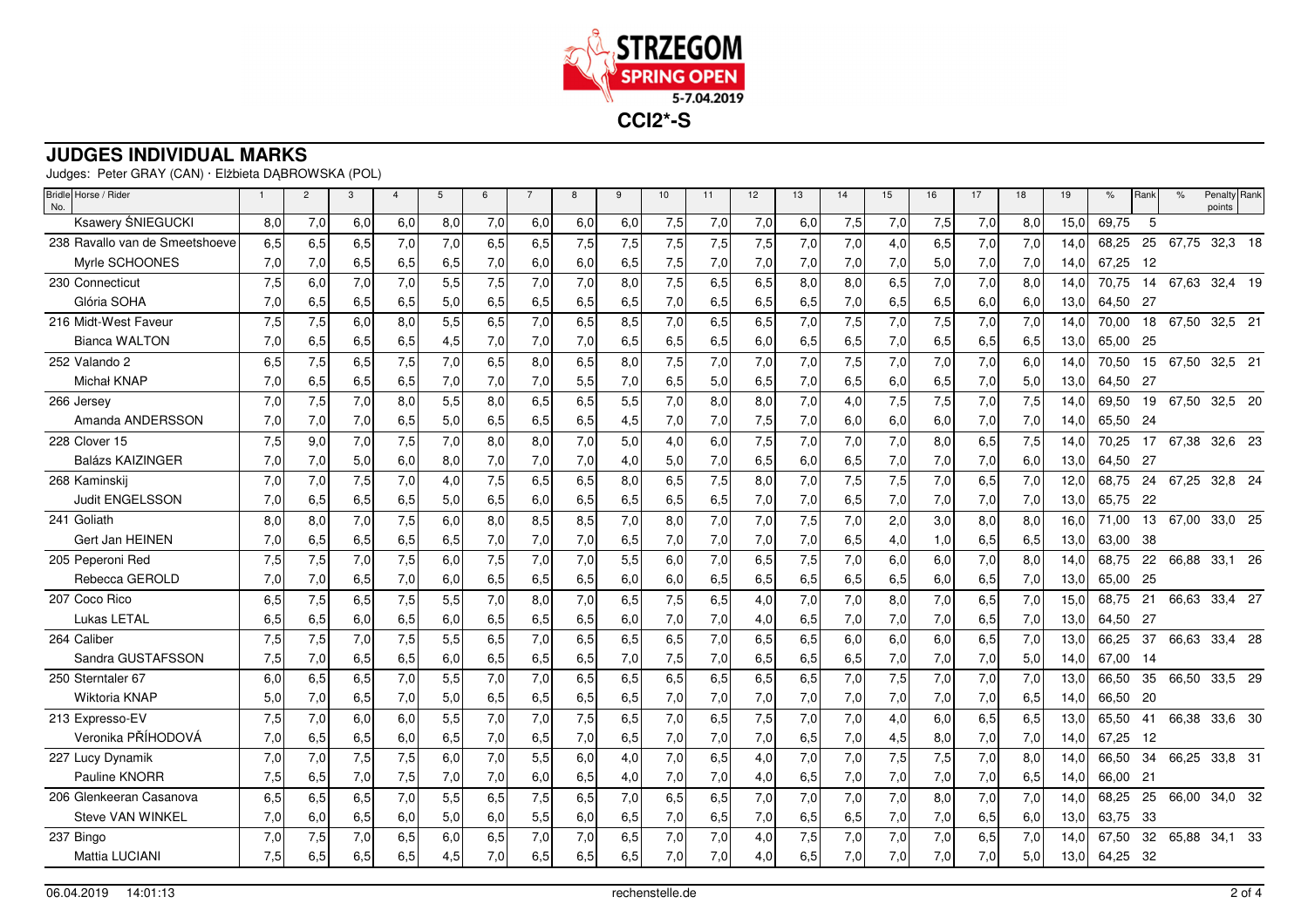STRZEGOM SPRING OPEN 5-7.04.2019

**CCI2*-S**

## JUDGES INDIVIDUAL MARKS

Judges: Peter GRAY (CAN) · Elżbieta DĄBROWSKA (POL)

| Bridle No. | Horse / Rider | 1 | 2 | 3 | 4 | 5 | 6 | 7 | 8 | 9 | 10 | 11 | 12 | 13 | 14 | 15 | 16 | 17 | 18 | 19 | % | Rank | % | Penalty points | Rank |
|---|---|---|---|---|---|---|---|---|---|---|---|---|---|---|---|---|---|---|---|---|---|---|---|---|---|
| | Ksawery ŚNIEGUCKI | 8,0 | 7,0 | 6,0 | 6,0 | 8,0 | 7,0 | 6,0 | 6,0 | 6,0 | 7,5 | 7,0 | 7,0 | 6,0 | 7,5 | 7,0 | 7,5 | 7,0 | 8,0 | 15,0 | 69,75 | 5 | | | |
| 238 | Ravallo van de Smeetshoeve | 6,5 | 6,5 | 6,5 | 7,0 | 7,0 | 6,5 | 6,5 | 7,5 | 7,5 | 7,5 | 7,5 | 7,5 | 7,0 | 7,0 | 4,0 | 6,5 | 7,0 | 7,0 | 14,0 | 68,25 | 25 | 67,75 | 32,3 | 18 |
| | Myrle SCHOONES | 7,0 | 7,0 | 6,5 | 6,5 | 6,5 | 7,0 | 6,0 | 6,0 | 6,5 | 7,5 | 7,0 | 7,0 | 7,0 | 7,0 | 7,0 | 5,0 | 7,0 | 7,0 | 14,0 | 67,25 | 12 | | | |
| 230 | Connecticut | 7,5 | 6,0 | 7,0 | 7,0 | 5,5 | 7,5 | 7,0 | 7,0 | 8,0 | 7,5 | 6,5 | 6,5 | 8,0 | 8,0 | 6,5 | 7,0 | 7,0 | 8,0 | 14,0 | 70,75 | 14 | 67,63 | 32,4 | 19 |
| | Glória SOHA | 7,0 | 6,5 | 6,5 | 6,5 | 5,0 | 6,5 | 6,5 | 6,5 | 6,5 | 7,0 | 6,5 | 6,5 | 6,5 | 7,0 | 6,5 | 6,5 | 6,0 | 6,0 | 13,0 | 64,50 | 27 | | | |
| 216 | Midt-West Faveur | 7,5 | 7,5 | 6,0 | 8,0 | 5,5 | 6,5 | 7,0 | 6,5 | 8,5 | 7,0 | 6,5 | 6,5 | 7,0 | 7,5 | 7,0 | 7,5 | 7,0 | 7,0 | 14,0 | 70,00 | 18 | 67,50 | 32,5 | 21 |
| | Bianca WALTON | 7,0 | 6,5 | 6,5 | 6,5 | 4,5 | 7,0 | 7,0 | 7,0 | 6,5 | 6,5 | 6,5 | 6,0 | 6,5 | 6,5 | 7,0 | 6,5 | 6,5 | 6,5 | 13,0 | 65,00 | 25 | | | |
| 252 | Valando 2 | 6,5 | 7,5 | 6,5 | 7,5 | 7,0 | 6,5 | 8,0 | 6,5 | 8,0 | 7,5 | 7,0 | 7,0 | 7,0 | 7,5 | 7,0 | 7,0 | 7,0 | 6,0 | 14,0 | 70,50 | 15 | 67,50 | 32,5 | 21 |
| | Michał KNAP | 7,0 | 6,5 | 6,5 | 6,5 | 7,0 | 7,0 | 7,0 | 5,5 | 7,0 | 6,5 | 5,0 | 6,5 | 7,0 | 6,5 | 6,0 | 6,5 | 7,0 | 5,0 | 13,0 | 64,50 | 27 | | | |
| 266 | Jersey | 7,0 | 7,5 | 7,0 | 8,0 | 5,5 | 8,0 | 6,5 | 6,5 | 5,5 | 7,0 | 8,0 | 8,0 | 7,0 | 4,0 | 7,5 | 7,5 | 7,0 | 7,5 | 14,0 | 69,50 | 19 | 67,50 | 32,5 | 20 |
| | Amanda ANDERSSON | 7,0 | 7,0 | 7,0 | 6,5 | 5,0 | 6,5 | 6,5 | 6,5 | 4,5 | 7,0 | 7,0 | 7,5 | 7,0 | 6,0 | 6,0 | 6,0 | 7,0 | 7,0 | 14,0 | 65,50 | 24 | | | |
| 228 | Clover 15 | 7,5 | 9,0 | 7,0 | 7,5 | 7,0 | 8,0 | 8,0 | 7,0 | 5,0 | 4,0 | 6,0 | 7,5 | 7,0 | 7,0 | 7,0 | 8,0 | 6,5 | 7,5 | 14,0 | 70,25 | 17 | 67,38 | 32,6 | 23 |
| | Balázs KAIZINGER | 7,0 | 7,0 | 5,0 | 6,0 | 8,0 | 7,0 | 7,0 | 7,0 | 4,0 | 5,0 | 7,0 | 6,5 | 6,0 | 6,5 | 7,0 | 7,0 | 7,0 | 6,0 | 13,0 | 64,50 | 27 | | | |
| 268 | Kaminskij | 7,0 | 7,0 | 7,5 | 7,0 | 4,0 | 7,5 | 6,5 | 6,5 | 8,0 | 6,5 | 7,5 | 8,0 | 7,0 | 7,5 | 7,5 | 7,0 | 6,5 | 7,0 | 12,0 | 68,75 | 24 | 67,25 | 32,8 | 24 |
| | Judit ENGELSSON | 7,0 | 6,5 | 6,5 | 6,5 | 5,0 | 6,5 | 6,0 | 6,5 | 6,5 | 6,5 | 6,5 | 7,0 | 7,0 | 6,5 | 7,0 | 7,0 | 7,0 | 7,0 | 13,0 | 65,75 | 22 | | | |
| 241 | Goliath | 8,0 | 8,0 | 7,0 | 7,5 | 6,0 | 8,0 | 8,5 | 8,5 | 7,0 | 8,0 | 7,0 | 7,0 | 7,5 | 7,0 | 2,0 | 3,0 | 8,0 | 8,0 | 16,0 | 71,00 | 13 | 67,00 | 33,0 | 25 |
| | Gert Jan HEINEN | 7,0 | 6,5 | 6,5 | 6,5 | 6,5 | 7,0 | 7,0 | 7,0 | 6,5 | 7,0 | 7,0 | 7,0 | 7,0 | 6,5 | 4,0 | 1,0 | 6,5 | 6,5 | 13,0 | 63,00 | 38 | | | |
| 205 | Peperoni Red | 7,5 | 7,5 | 7,0 | 7,5 | 6,0 | 7,5 | 7,0 | 7,0 | 5,5 | 6,0 | 7,0 | 6,5 | 7,5 | 7,0 | 6,0 | 6,0 | 7,0 | 8,0 | 14,0 | 68,75 | 22 | 66,88 | 33,1 | 26 |
| | Rebecca GEROLD | 7,0 | 7,0 | 6,5 | 7,0 | 6,0 | 6,5 | 6,5 | 6,5 | 6,0 | 6,0 | 6,5 | 6,5 | 6,5 | 6,5 | 6,5 | 6,0 | 6,5 | 7,0 | 13,0 | 65,00 | 25 | | | |
| 207 | Coco Rico | 6,5 | 7,5 | 6,5 | 7,5 | 5,5 | 7,0 | 8,0 | 7,0 | 6,5 | 7,5 | 6,5 | 4,0 | 7,0 | 7,0 | 8,0 | 7,0 | 6,5 | 7,0 | 15,0 | 68,75 | 21 | 66,63 | 33,4 | 27 |
| | Lukas LETAL | 6,5 | 6,5 | 6,0 | 6,5 | 6,0 | 6,5 | 6,5 | 6,5 | 6,0 | 7,0 | 7,0 | 4,0 | 6,5 | 7,0 | 7,0 | 7,0 | 6,5 | 7,0 | 13,0 | 64,50 | 27 | | | |
| 264 | Caliber | 7,5 | 7,5 | 7,0 | 7,5 | 5,5 | 6,5 | 7,0 | 6,5 | 6,5 | 6,5 | 7,0 | 6,5 | 6,5 | 6,0 | 6,0 | 6,0 | 6,5 | 7,0 | 13,0 | 66,25 | 37 | 66,63 | 33,4 | 28 |
| | Sandra GUSTAFSSON | 7,5 | 7,0 | 6,5 | 6,5 | 6,0 | 6,5 | 6,5 | 6,5 | 7,0 | 7,5 | 7,0 | 6,5 | 6,5 | 6,5 | 7,0 | 7,0 | 7,0 | 5,0 | 14,0 | 67,00 | 14 | | | |
| 250 | Sterntaler 67 | 6,0 | 6,5 | 6,5 | 7,0 | 5,5 | 7,0 | 7,0 | 6,5 | 6,5 | 6,5 | 6,5 | 6,5 | 6,5 | 7,0 | 7,5 | 7,0 | 7,0 | 7,0 | 13,0 | 66,50 | 35 | 66,50 | 33,5 | 29 |
| | Wiktoria KNAP | 5,0 | 7,0 | 6,5 | 7,0 | 5,0 | 6,5 | 6,5 | 6,5 | 6,5 | 7,0 | 7,0 | 7,0 | 7,0 | 7,0 | 7,0 | 7,0 | 7,0 | 6,5 | 14,0 | 66,50 | 20 | | | |
| 213 | Expresso-EV | 7,5 | 7,0 | 6,0 | 6,0 | 5,5 | 7,0 | 7,0 | 7,5 | 6,5 | 7,0 | 6,5 | 7,5 | 7,0 | 7,0 | 4,0 | 6,0 | 6,5 | 6,5 | 13,0 | 65,50 | 41 | 66,38 | 33,6 | 30 |
| | Veronika PŘÍHODOVÁ | 7,0 | 6,5 | 6,5 | 6,0 | 6,5 | 7,0 | 6,5 | 7,0 | 6,5 | 7,0 | 7,0 | 7,0 | 6,5 | 7,0 | 4,5 | 8,0 | 7,0 | 7,0 | 14,0 | 67,25 | 12 | | | |
| 227 | Lucy Dynamik | 7,0 | 7,0 | 7,5 | 7,5 | 6,0 | 7,0 | 5,5 | 6,0 | 4,0 | 7,0 | 6,5 | 4,0 | 7,0 | 7,0 | 7,5 | 7,5 | 7,0 | 8,0 | 14,0 | 66,50 | 34 | 66,25 | 33,8 | 31 |
| | Pauline KNORR | 7,5 | 6,5 | 7,0 | 7,5 | 7,0 | 7,0 | 6,0 | 6,5 | 4,0 | 7,0 | 7,0 | 4,0 | 6,5 | 7,0 | 7,0 | 7,0 | 7,0 | 6,5 | 14,0 | 66,00 | 21 | | | |
| 206 | Glenkeeran Casanova | 6,5 | 6,5 | 6,5 | 7,0 | 5,5 | 6,5 | 7,5 | 6,5 | 7,0 | 6,5 | 6,5 | 7,0 | 7,0 | 7,0 | 7,0 | 8,0 | 7,0 | 7,0 | 14,0 | 68,25 | 25 | 66,00 | 34,0 | 32 |
| | Steve VAN WINKEL | 7,0 | 6,0 | 6,5 | 6,0 | 5,0 | 6,0 | 5,5 | 6,0 | 6,5 | 7,0 | 6,5 | 7,0 | 6,5 | 6,5 | 7,0 | 7,0 | 6,5 | 6,0 | 13,0 | 63,75 | 33 | | | |
| 237 | Bingo | 7,0 | 7,5 | 7,0 | 6,5 | 6,0 | 6,5 | 7,0 | 7,0 | 6,5 | 7,0 | 7,0 | 4,0 | 7,5 | 7,0 | 7,0 | 7,0 | 6,5 | 7,0 | 14,0 | 67,50 | 32 | 65,88 | 34,1 | 33 |
| | Mattia LUCIANI | 7,5 | 6,5 | 6,5 | 6,5 | 4,5 | 7,0 | 6,5 | 6,5 | 6,5 | 7,0 | 7,0 | 4,0 | 6,5 | 7,0 | 7,0 | 7,0 | 7,0 | 5,0 | 13,0 | 64,25 | 32 | | | |

06.04.2019 14:01:13 rechenstelle.de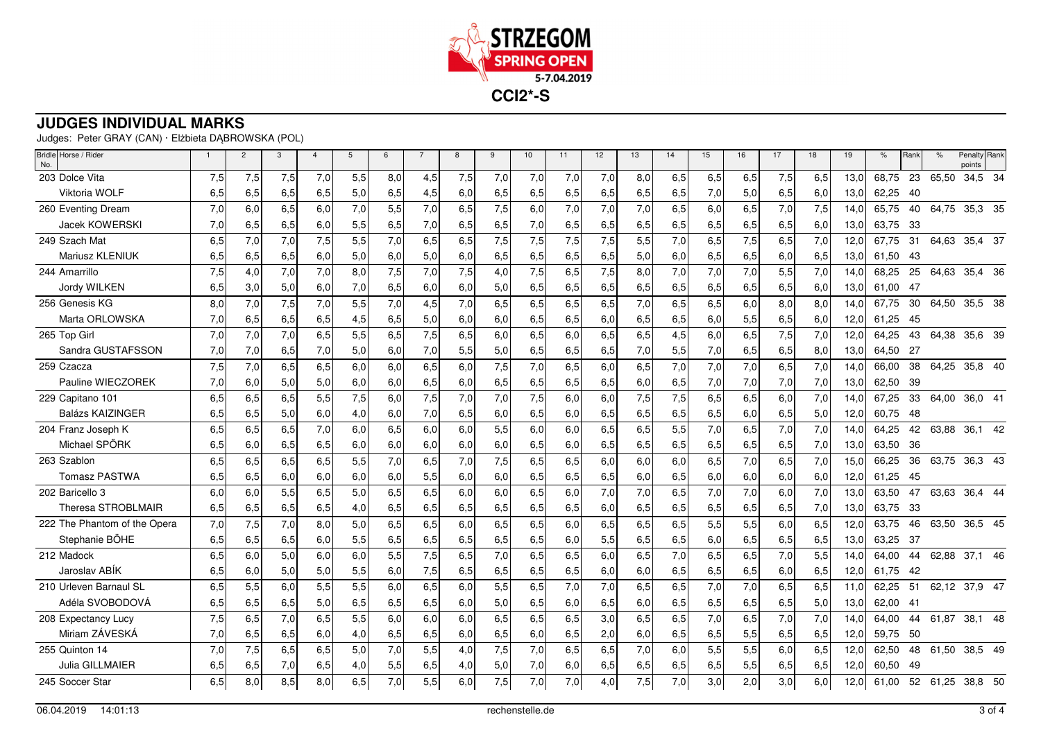**STRZEGOM SPRING OPEN 5-7.04.2019**

**CCI2*-S**

## JUDGES INDIVIDUAL MARKS

Judges: Peter GRAY (CAN) · Elżbieta DĄBROWSKA (POL)

| Bridle No. | Horse / Rider | 1 | 2 | 3 | 4 | 5 | 6 | 7 | 8 | 9 | 10 | 11 | 12 | 13 | 14 | 15 | 16 | 17 | 18 | 19 | % | Rank | % | Penalty points | Rank |
|---|---|---|---|---|---|---|---|---|---|---|---|---|---|---|---|---|---|---|---|---|---|---|---|---|---|
| 203 | Dolce Vita | 7,5 | 7,5 | 7,5 | 7,0 | 5,5 | 8,0 | 4,5 | 7,5 | 7,0 | 7,0 | 7,0 | 7,0 | 8,0 | 6,5 | 6,5 | 6,5 | 7,5 | 6,5 | 13,0 | 68,75 | 23 | 65,50 | 34,5 | 34 |
| | Viktoria WOLF | 6,5 | 6,5 | 6,5 | 6,5 | 5,0 | 6,5 | 4,5 | 6,0 | 6,5 | 6,5 | 6,5 | 6,5 | 6,5 | 6,5 | 7,0 | 5,0 | 6,5 | 6,0 | 13,0 | 62,25 | 40 | | | |
| 260 | Eventing Dream | 7,0 | 6,0 | 6,5 | 6,0 | 7,0 | 5,5 | 7,0 | 6,5 | 7,5 | 6,0 | 7,0 | 7,0 | 7,0 | 6,5 | 6,0 | 6,5 | 7,0 | 7,5 | 14,0 | 65,75 | 40 | 64,75 | 35,3 | 35 |
| | Jacek KOWERSKI | 7,0 | 6,5 | 6,5 | 6,0 | 5,5 | 6,5 | 7,0 | 6,5 | 6,5 | 7,0 | 6,5 | 6,5 | 6,5 | 6,5 | 6,5 | 6,5 | 6,5 | 6,0 | 13,0 | 63,75 | 33 | | | |
| 249 | Szach Mat | 6,5 | 7,0 | 7,0 | 7,5 | 5,5 | 7,0 | 6,5 | 6,5 | 7,5 | 7,5 | 7,5 | 7,5 | 5,5 | 7,0 | 6,5 | 7,5 | 6,5 | 7,0 | 12,0 | 67,75 | 31 | 64,63 | 35,4 | 37 |
| | Mariusz KLENIUK | 6,5 | 6,5 | 6,5 | 6,0 | 5,0 | 6,0 | 5,0 | 6,0 | 6,5 | 6,5 | 6,5 | 6,5 | 5,0 | 6,0 | 6,5 | 6,5 | 6,0 | 6,5 | 13,0 | 61,50 | 43 | | | |
| 244 | Amarrillo | 7,5 | 4,0 | 7,0 | 7,0 | 8,0 | 7,5 | 7,0 | 7,5 | 4,0 | 7,5 | 6,5 | 7,5 | 8,0 | 7,0 | 7,0 | 7,0 | 5,5 | 7,0 | 14,0 | 68,25 | 25 | 64,63 | 35,4 | 36 |
| | Jordy WILKEN | 6,5 | 3,0 | 5,0 | 6,0 | 7,0 | 6,5 | 6,0 | 6,0 | 5,0 | 6,5 | 6,5 | 6,5 | 6,5 | 6,5 | 6,5 | 6,5 | 6,5 | 6,0 | 13,0 | 61,00 | 47 | | | |
| 256 | Genesis KG | 8,0 | 7,0 | 7,5 | 7,0 | 5,5 | 7,0 | 4,5 | 7,0 | 6,5 | 6,5 | 6,5 | 6,5 | 7,0 | 6,5 | 6,5 | 6,0 | 8,0 | 8,0 | 14,0 | 67,75 | 30 | 64,50 | 35,5 | 38 |
| | Marta ORLOWSKA | 7,0 | 6,5 | 6,5 | 6,5 | 4,5 | 6,5 | 5,0 | 6,0 | 6,0 | 6,5 | 6,5 | 6,0 | 6,5 | 6,5 | 6,0 | 5,5 | 6,5 | 6,0 | 12,0 | 61,25 | 45 | | | |
| 265 | Top Girl | 7,0 | 7,0 | 7,0 | 6,5 | 5,5 | 6,5 | 7,5 | 6,5 | 6,0 | 6,5 | 6,0 | 6,5 | 6,5 | 4,5 | 6,0 | 6,5 | 7,5 | 7,0 | 12,0 | 64,25 | 43 | 64,38 | 35,6 | 39 |
| | Sandra GUSTAFSSON | 7,0 | 7,0 | 6,5 | 7,0 | 5,0 | 6,0 | 7,0 | 5,5 | 5,0 | 6,5 | 6,5 | 6,5 | 7,0 | 5,5 | 7,0 | 6,5 | 6,5 | 8,0 | 13,0 | 64,50 | 27 | | | |
| 259 | Czacza | 7,5 | 7,0 | 6,5 | 6,5 | 6,0 | 6,0 | 6,5 | 6,0 | 7,5 | 7,0 | 6,5 | 6,0 | 6,5 | 7,0 | 7,0 | 7,0 | 6,5 | 7,0 | 14,0 | 66,00 | 38 | 64,25 | 35,8 | 40 |
| | Pauline WIECZOREK | 7,0 | 6,0 | 5,0 | 5,0 | 6,0 | 6,0 | 6,5 | 6,0 | 6,5 | 6,5 | 6,5 | 6,5 | 6,0 | 6,5 | 7,0 | 7,0 | 7,0 | 7,0 | 13,0 | 62,50 | 39 | | | |
| 229 | Capitano 101 | 6,5 | 6,5 | 6,5 | 5,5 | 7,5 | 6,0 | 7,5 | 7,0 | 7,0 | 7,5 | 6,0 | 6,0 | 7,5 | 7,5 | 6,5 | 6,5 | 6,0 | 7,0 | 14,0 | 67,25 | 33 | 64,00 | 36,0 | 41 |
| | Balázs KAIZINGER | 6,5 | 6,5 | 5,0 | 6,0 | 4,0 | 6,0 | 7,0 | 6,5 | 6,0 | 6,5 | 6,0 | 6,5 | 6,5 | 6,5 | 6,5 | 6,0 | 6,5 | 5,0 | 12,0 | 60,75 | 48 | | | |
| 204 | Franz Joseph K | 6,5 | 6,5 | 6,5 | 7,0 | 6,0 | 6,5 | 6,0 | 6,0 | 5,5 | 6,0 | 6,0 | 6,5 | 6,5 | 5,5 | 7,0 | 6,5 | 7,0 | 7,0 | 14,0 | 64,25 | 42 | 63,88 | 36,1 | 42 |
| | Michael SPÖRK | 6,5 | 6,0 | 6,5 | 6,5 | 6,0 | 6,0 | 6,0 | 6,0 | 6,0 | 6,5 | 6,0 | 6,5 | 6,5 | 6,5 | 6,5 | 6,5 | 6,5 | 7,0 | 13,0 | 63,50 | 36 | | | |
| 263 | Szablon | 6,5 | 6,5 | 6,5 | 6,5 | 5,5 | 7,0 | 6,5 | 7,0 | 7,5 | 6,5 | 6,5 | 6,0 | 6,0 | 6,0 | 6,5 | 7,0 | 6,5 | 7,0 | 15,0 | 66,25 | 36 | 63,75 | 36,3 | 43 |
| | Tomasz PASTWA | 6,5 | 6,5 | 6,0 | 6,0 | 6,0 | 6,0 | 5,5 | 6,0 | 6,0 | 6,5 | 6,5 | 6,5 | 6,0 | 6,5 | 6,0 | 6,0 | 6,0 | 6,0 | 12,0 | 61,25 | 45 | | | |
| 202 | Baricello 3 | 6,0 | 6,0 | 5,5 | 6,5 | 5,0 | 6,5 | 6,5 | 6,0 | 6,0 | 6,5 | 6,0 | 7,0 | 7,0 | 6,5 | 7,0 | 7,0 | 6,0 | 7,0 | 13,0 | 63,50 | 47 | 63,63 | 36,4 | 44 |
| | Theresa STROBLMAIR | 6,5 | 6,5 | 6,5 | 6,5 | 4,0 | 6,5 | 6,5 | 6,5 | 6,5 | 6,5 | 6,5 | 6,0 | 6,5 | 6,5 | 6,5 | 6,5 | 6,5 | 7,0 | 13,0 | 63,75 | 33 | | | |
| 222 | The Phantom of the Opera | 7,0 | 7,5 | 7,0 | 8,0 | 5,0 | 6,5 | 6,5 | 6,0 | 6,5 | 6,5 | 6,0 | 6,5 | 6,5 | 6,5 | 5,5 | 5,5 | 6,0 | 6,5 | 12,0 | 63,75 | 46 | 63,50 | 36,5 | 45 |
| | Stephanie BÖHE | 6,5 | 6,5 | 6,5 | 6,0 | 5,5 | 6,5 | 6,5 | 6,5 | 6,5 | 6,5 | 6,0 | 5,5 | 6,5 | 6,5 | 6,0 | 6,5 | 6,5 | 6,5 | 13,0 | 63,25 | 37 | | | |
| 212 | Madock | 6,5 | 6,0 | 5,0 | 6,0 | 6,0 | 5,5 | 7,5 | 6,5 | 7,0 | 6,5 | 6,5 | 6,0 | 6,5 | 7,0 | 6,5 | 6,5 | 7,0 | 5,5 | 14,0 | 64,00 | 44 | 62,88 | 37,1 | 46 |
| | Jaroslav ABÍK | 6,5 | 6,0 | 5,0 | 5,0 | 5,5 | 6,0 | 7,5 | 6,5 | 6,5 | 6,5 | 6,5 | 6,0 | 6,0 | 6,5 | 6,5 | 6,5 | 6,0 | 6,5 | 12,0 | 61,75 | 42 | | | |
| 210 | Urleven Barnaul SL | 6,5 | 5,5 | 6,0 | 5,5 | 5,5 | 6,0 | 6,5 | 6,0 | 5,5 | 6,5 | 7,0 | 7,0 | 6,5 | 6,5 | 7,0 | 7,0 | 6,5 | 6,5 | 11,0 | 62,25 | 51 | 62,12 | 37,9 | 47 |
| | Adéla SVOBODOVÁ | 6,5 | 6,5 | 6,5 | 6,5 | 5,0 | 6,5 | 6,5 | 6,5 | 6,0 | 5,0 | 6,5 | 6,0 | 6,5 | 6,0 | 6,5 | 6,5 | 6,5 | 6,5 | 5,0 | 13,0 | 62,00 | 41 | | |
| 208 | Expectancy Lucy | 7,5 | 6,5 | 7,0 | 6,5 | 5,5 | 6,0 | 6,0 | 6,0 | 6,5 | 6,5 | 6,5 | 3,0 | 6,5 | 6,5 | 7,0 | 6,5 | 7,0 | 7,0 | 14,0 | 64,00 | 44 | 61,87 | 38,1 | 48 |
| | Miriam ZÁVESKÁ | 7,0 | 6,5 | 6,5 | 6,0 | 4,0 | 6,5 | 6,5 | 6,0 | 6,5 | 6,0 | 6,5 | 2,0 | 6,0 | 6,5 | 6,5 | 5,5 | 6,5 | 6,5 | 12,0 | 59,75 | 50 | | | |
| 255 | Quinton 14 | 7,0 | 7,5 | 6,5 | 6,5 | 5,0 | 7,0 | 5,5 | 4,0 | 7,5 | 7,0 | 6,5 | 6,5 | 7,0 | 6,0 | 5,5 | 5,5 | 6,0 | 6,5 | 12,0 | 62,50 | 48 | 61,50 | 38,5 | 49 |
| | Julia GILLMAIER | 6,5 | 6,5 | 7,0 | 6,5 | 4,0 | 5,5 | 6,5 | 4,0 | 5,0 | 7,0 | 6,0 | 6,5 | 6,5 | 6,5 | 6,5 | 5,5 | 6,5 | 6,5 | 12,0 | 60,50 | 49 | | | |
| 245 | Soccer Star | 6,5 | 8,0 | 8,5 | 8,0 | 6,5 | 7,0 | 5,5 | 6,0 | 7,5 | 7,0 | 7,0 | 4,0 | 7,5 | 7,0 | 3,0 | 2,0 | 3,0 | 6,0 | 12,0 | 61,00 | 52 | 61,25 | 38,8 | 50 |

06.04.2019 14:01:13 rechenstelle.de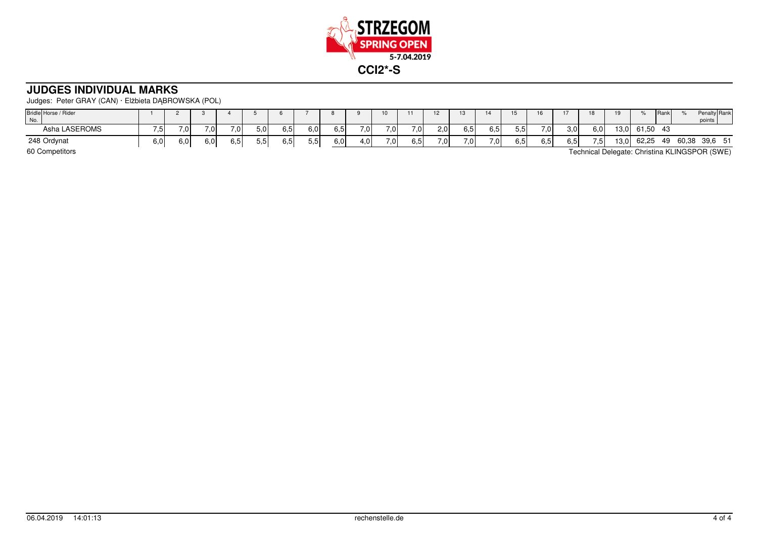STRZEGOM SPRING OPEN 5-7.04.2019

**CCI2*-S**

## JUDGES INDIVIDUAL MARKS

Judges: Peter GRAY (CAN) · Elżbieta DĄBROWSKA (POL)

| Bridle No. | Horse / Rider | 1 | 2 | 3 | 4 | 5 | 6 | 7 | 8 | 9 | 10 | 11 | 12 | 13 | 14 | 15 | 16 | 17 | 18 | 19 | % | Rank | % | Penalty points | Rank |
|---|---|---|---|---|---|---|---|---|---|---|---|---|---|---|---|---|---|---|---|---|---|---|---|---|---|
| | Asha LASEROMS | 7,5 | 7,0 | 7,0 | 7,0 | 5,0 | 6,5 | 6,0 | 6,5 | 7,0 | 7,0 | 7,0 | 2,0 | 6,5 | 6,5 | 5,5 | 7,0 | 3,0 | 6,0 | 13,0 | 61,50 | 43 | | | |
| 248 | Ordynat | 6,0 | 6,0 | 6,0 | 6,5 | 5,5 | 6,5 | 5,5 | 6,0 | 4,0 | 7,0 | 6,5 | 7,0 | 7,0 | 7,0 | 6,5 | 6,5 | 6,5 | 7,5 | 13,0 | 62,25 | 49 | 60,38 | 39,6 | 51 |

60 Competitors

Technical Delegate: Christina KLINGSPOR (SWE)

06.04.2019 14:01:13

rechenstelle.de